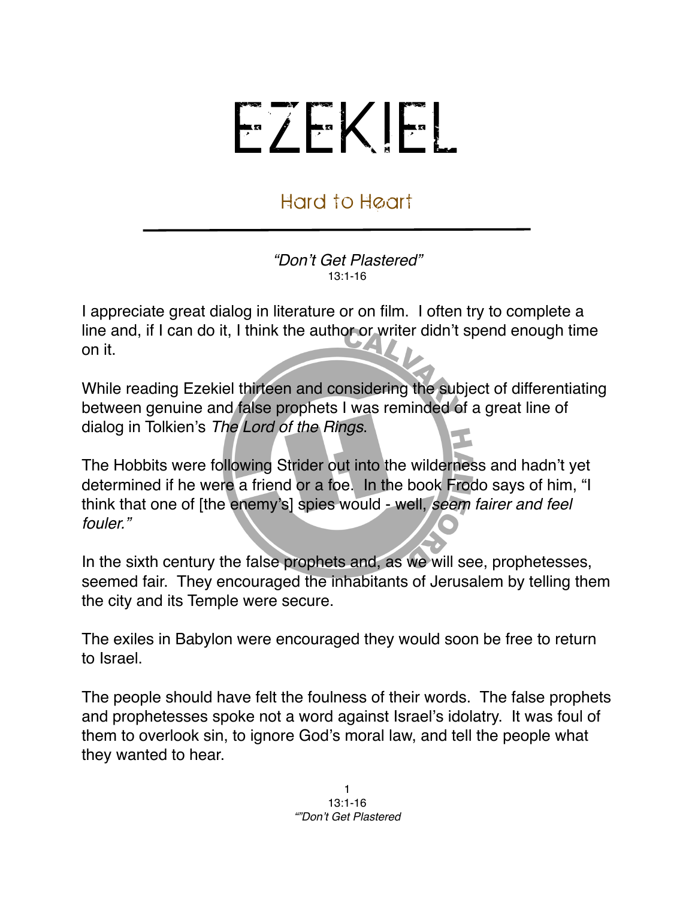# EZEKIEL

## Hard to Heart

*"Don't Get Plastered"*
13:1-16

I appreciate great dialog in literature or on film. I often try to complete a line and, if I can do it, I think the author or writer didn't spend enough time on it.

While reading Ezekiel thirteen and considering the subject of differentiating between genuine and false prophets I was reminded of a great line of dialog in Tolkien's *The Lord of the Rings*.

The Hobbits were following Strider out into the wilderness and hadn't yet determined if he were a friend or a foe. In the book Frodo says of him, "I think that one of [the enemy's] spies would - well, *seem fairer and feel fouler."*

In the sixth century the false prophets and, as we will see, prophetesses, seemed fair. They encouraged the inhabitants of Jerusalem by telling them the city and its Temple were secure.

The exiles in Babylon were encouraged they would soon be free to return to Israel.

The people should have felt the foulness of their words. The false prophets and prophetesses spoke not a word against Israel's idolatry. It was foul of them to overlook sin, to ignore God's moral law, and tell the people what they wanted to hear.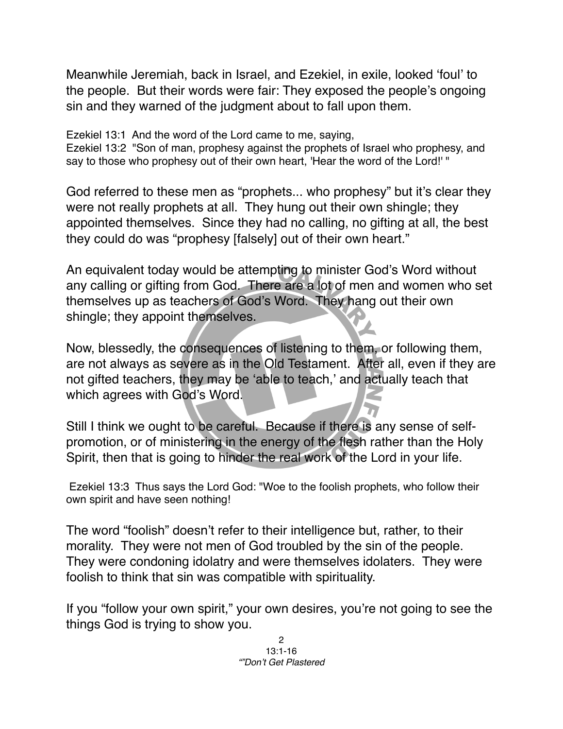Meanwhile Jeremiah, back in Israel, and Ezekiel, in exile, looked 'foul' to the people. But their words were fair: They exposed the people's ongoing sin and they warned of the judgment about to fall upon them.

Ezekiel 13:1 And the word of the Lord came to me, saying,
Ezekiel 13:2 "Son of man, prophesy against the prophets of Israel who prophesy, and say to those who prophesy out of their own heart, 'Hear the word of the Lord!' "

God referred to these men as "prophets... who prophesy" but it's clear they were not really prophets at all. They hung out their own shingle; they appointed themselves. Since they had no calling, no gifting at all, the best they could do was "prophesy [falsely] out of their own heart."

An equivalent today would be attempting to minister God's Word without any calling or gifting from God. There are a lot of men and women who set themselves up as teachers of God's Word. They hang out their own shingle; they appoint themselves.

Now, blessedly, the consequences of listening to them, or following them, are not always as severe as in the Old Testament. After all, even if they are not gifted teachers, they may be 'able to teach,' and actually teach that which agrees with God's Word.

Still I think we ought to be careful. Because if there is any sense of self-promotion, or of ministering in the energy of the flesh rather than the Holy Spirit, then that is going to hinder the real work of the Lord in your life.

Ezekiel 13:3 Thus says the Lord God: "Woe to the foolish prophets, who follow their own spirit and have seen nothing!

The word "foolish" doesn't refer to their intelligence but, rather, to their morality. They were not men of God troubled by the sin of the people. They were condoning idolatry and were themselves idolaters. They were foolish to think that sin was compatible with spirituality.

If you "follow your own spirit," your own desires, you're not going to see the things God is trying to show you.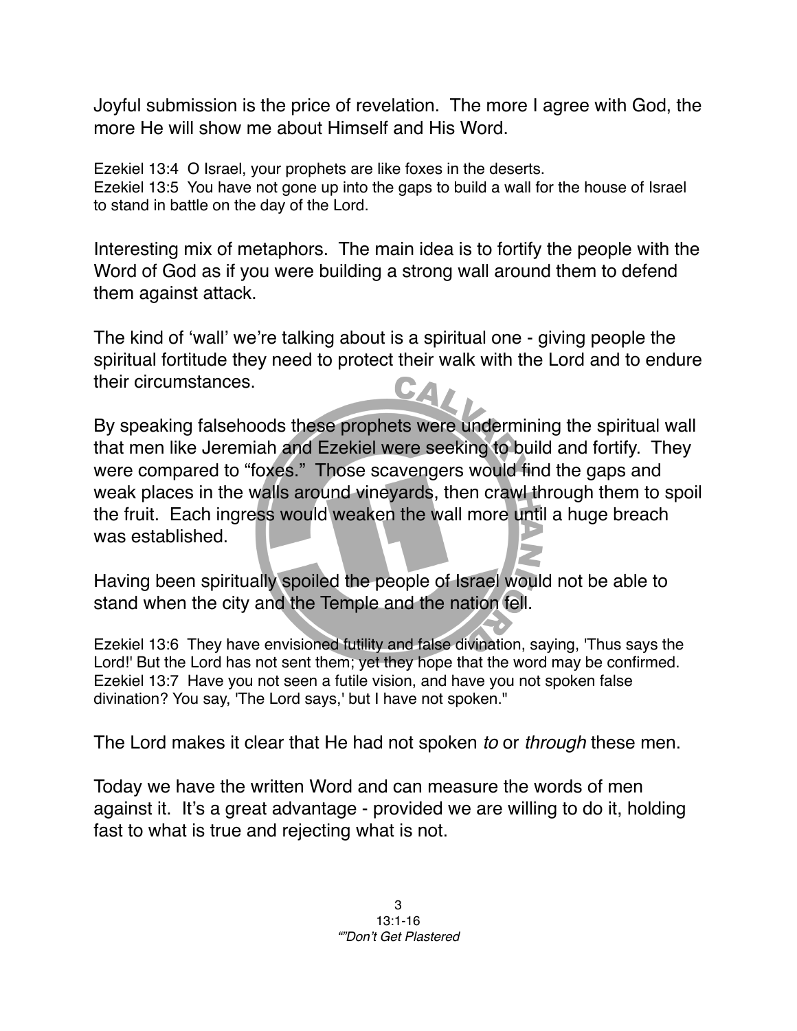Joyful submission is the price of revelation. The more I agree with God, the more He will show me about Himself and His Word.

Ezekiel 13:4 O Israel, your prophets are like foxes in the deserts.
Ezekiel 13:5 You have not gone up into the gaps to build a wall for the house of Israel to stand in battle on the day of the Lord.

Interesting mix of metaphors. The main idea is to fortify the people with the Word of God as if you were building a strong wall around them to defend them against attack.

The kind of 'wall' we're talking about is a spiritual one - giving people the spiritual fortitude they need to protect their walk with the Lord and to endure their circumstances.

By speaking falsehoods these prophets were undermining the spiritual wall that men like Jeremiah and Ezekiel were seeking to build and fortify. They were compared to "foxes." Those scavengers would find the gaps and weak places in the walls around vineyards, then crawl through them to spoil the fruit. Each ingress would weaken the wall more until a huge breach was established.

Having been spiritually spoiled the people of Israel would not be able to stand when the city and the Temple and the nation fell.

Ezekiel 13:6 They have envisioned futility and false divination, saying, 'Thus says the Lord!' But the Lord has not sent them; yet they hope that the word may be confirmed.
Ezekiel 13:7 Have you not seen a futile vision, and have you not spoken false divination? You say, 'The Lord says,' but I have not spoken."

The Lord makes it clear that He had not spoken *to* or *through* these men.

Today we have the written Word and can measure the words of men against it. It's a great advantage - provided we are willing to do it, holding fast to what is true and rejecting what is not.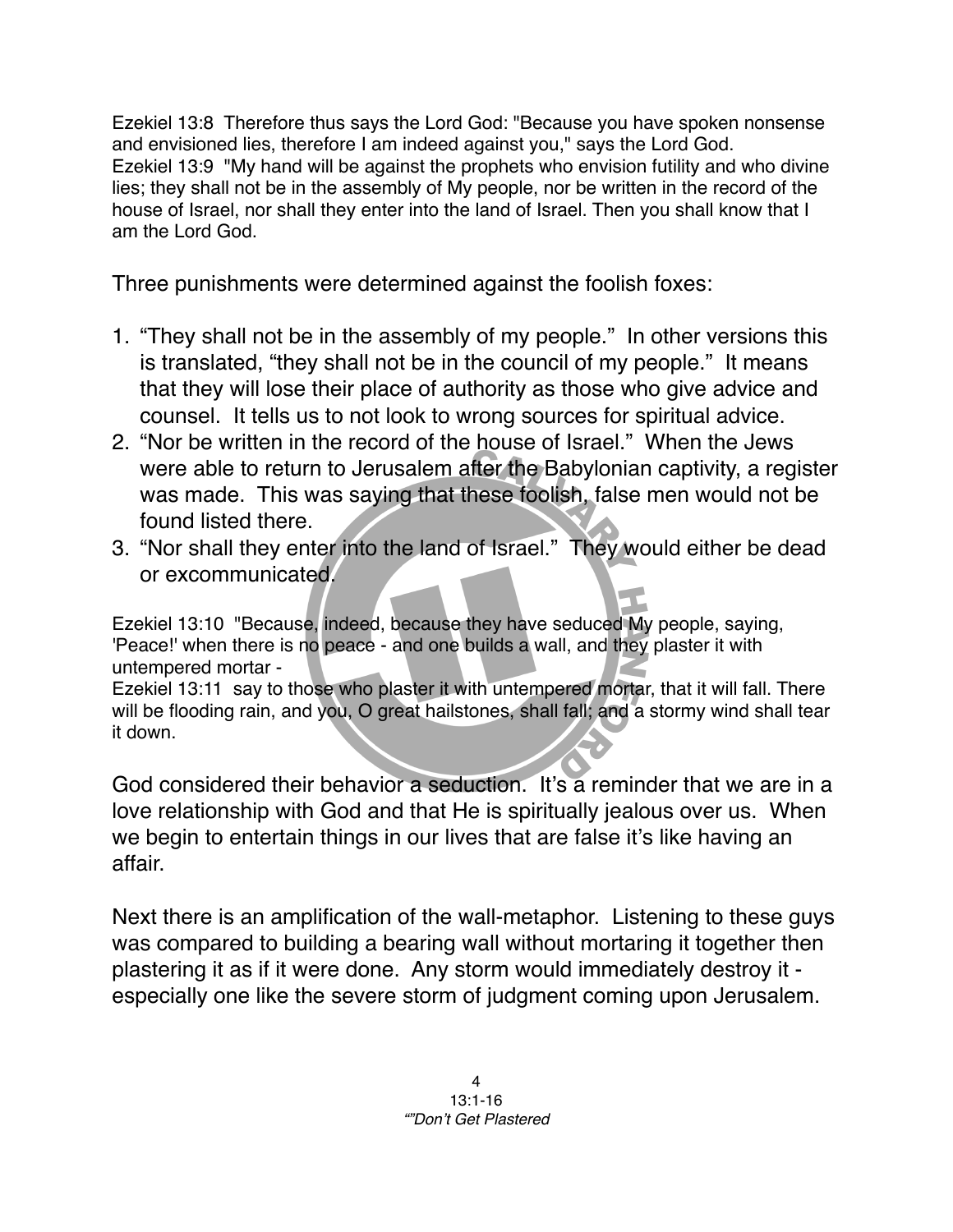Ezekiel 13:8 Therefore thus says the Lord God: "Because you have spoken nonsense and envisioned lies, therefore I am indeed against you," says the Lord God.
Ezekiel 13:9 "My hand will be against the prophets who envision futility and who divine lies; they shall not be in the assembly of My people, nor be written in the record of the house of Israel, nor shall they enter into the land of Israel. Then you shall know that I am the Lord God.

Three punishments were determined against the foolish foxes:

1. "They shall not be in the assembly of my people." In other versions this is translated, "they shall not be in the council of my people." It means that they will lose their place of authority as those who give advice and counsel. It tells us to not look to wrong sources for spiritual advice.
2. "Nor be written in the record of the house of Israel." When the Jews were able to return to Jerusalem after the Babylonian captivity, a register was made. This was saying that these foolish, false men would not be found listed there.
3. "Nor shall they enter into the land of Israel." They would either be dead or excommunicated.

Ezekiel 13:10 "Because, indeed, because they have seduced My people, saying, 'Peace!' when there is no peace - and one builds a wall, and they plaster it with untempered mortar -
Ezekiel 13:11 say to those who plaster it with untempered mortar, that it will fall. There will be flooding rain, and you, O great hailstones, shall fall; and a stormy wind shall tear it down.

God considered their behavior a seduction. It's a reminder that we are in a love relationship with God and that He is spiritually jealous over us. When we begin to entertain things in our lives that are false it's like having an affair.

Next there is an amplification of the wall-metaphor. Listening to these guys was compared to building a bearing wall without mortaring it together then plastering it as if it were done. Any storm would immediately destroy it - especially one like the severe storm of judgment coming upon Jerusalem.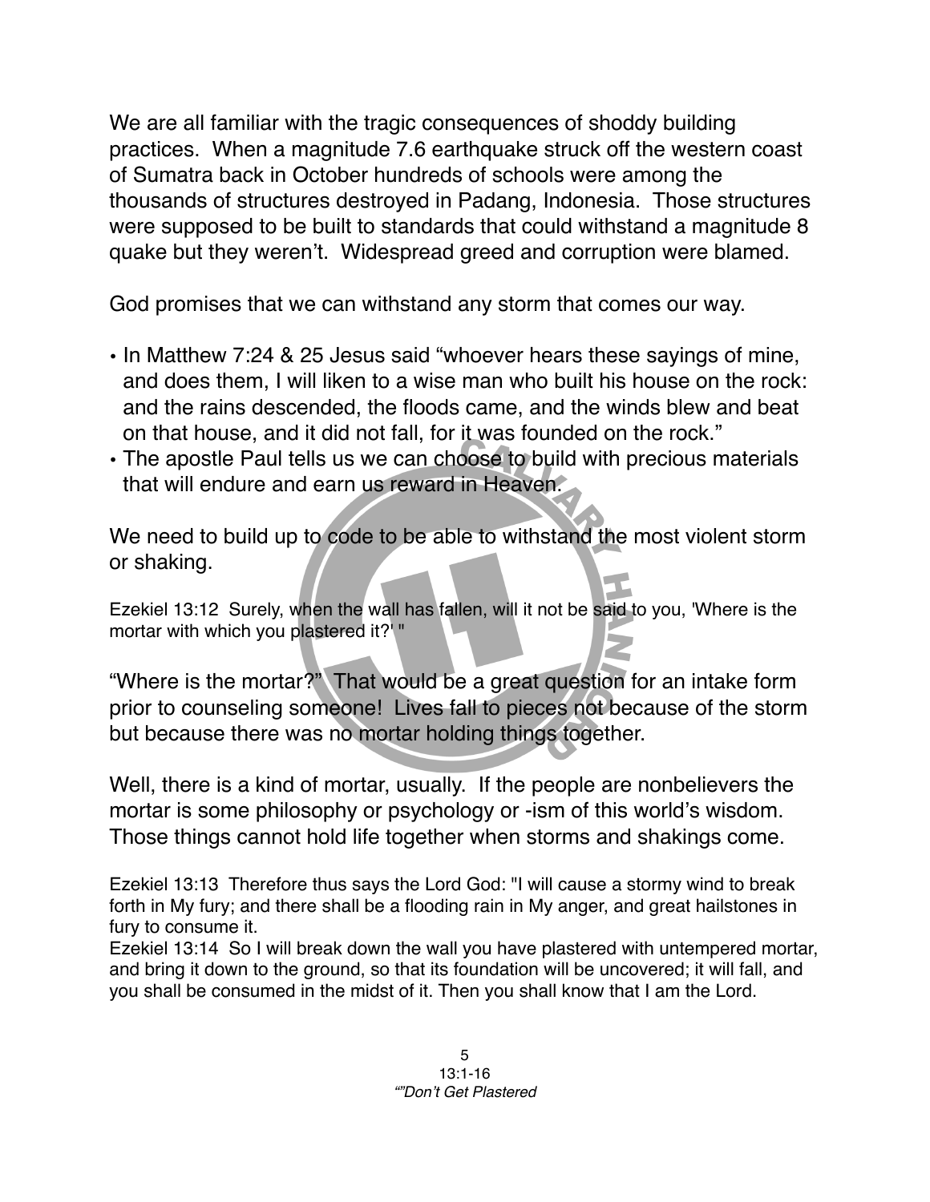We are all familiar with the tragic consequences of shoddy building practices. When a magnitude 7.6 earthquake struck off the western coast of Sumatra back in October hundreds of schools were among the thousands of structures destroyed in Padang, Indonesia. Those structures were supposed to be built to standards that could withstand a magnitude 8 quake but they weren't. Widespread greed and corruption were blamed.

God promises that we can withstand any storm that comes our way.

- In Matthew 7:24 & 25 Jesus said "whoever hears these sayings of mine, and does them, I will liken to a wise man who built his house on the rock: and the rains descended, the floods came, and the winds blew and beat on that house, and it did not fall, for it was founded on the rock."
- The apostle Paul tells us we can choose to build with precious materials that will endure and earn us reward in Heaven.

We need to build up to code to be able to withstand the most violent storm or shaking.

Ezekiel 13:12 Surely, when the wall has fallen, will it not be said to you, 'Where is the mortar with which you plastered it?' "

"Where is the mortar?" That would be a great question for an intake form prior to counseling someone! Lives fall to pieces not because of the storm but because there was no mortar holding things together.

Well, there is a kind of mortar, usually. If the people are nonbelievers the mortar is some philosophy or psychology or -ism of this world's wisdom. Those things cannot hold life together when storms and shakings come.

Ezekiel 13:13 Therefore thus says the Lord God: "I will cause a stormy wind to break forth in My fury; and there shall be a flooding rain in My anger, and great hailstones in fury to consume it.
Ezekiel 13:14 So I will break down the wall you have plastered with untempered mortar, and bring it down to the ground, so that its foundation will be uncovered; it will fall, and you shall be consumed in the midst of it. Then you shall know that I am the Lord.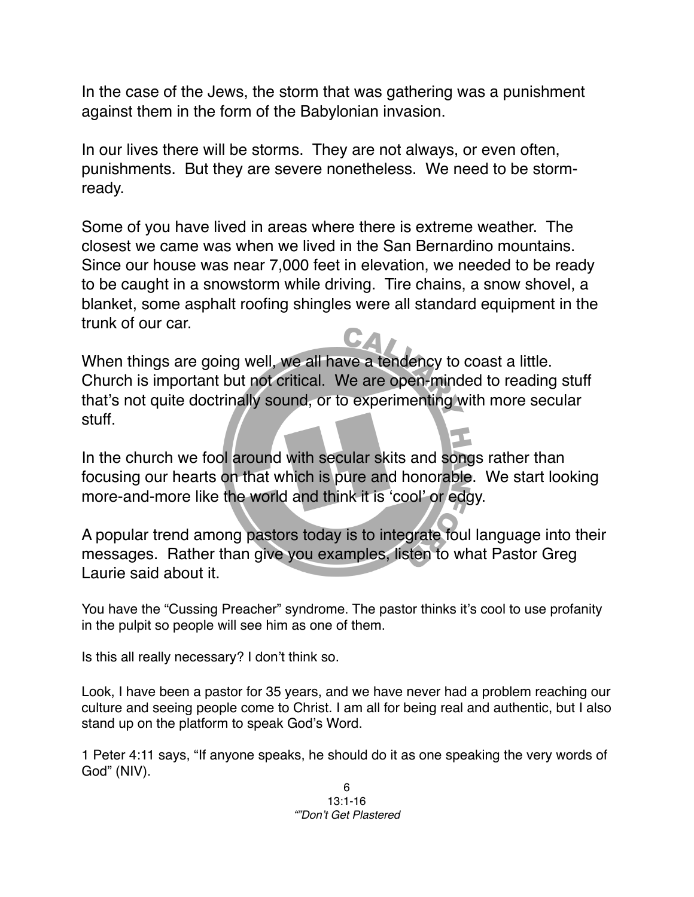In the case of the Jews, the storm that was gathering was a punishment against them in the form of the Babylonian invasion.

In our lives there will be storms. They are not always, or even often, punishments. But they are severe nonetheless. We need to be storm-ready.

Some of you have lived in areas where there is extreme weather. The closest we came was when we lived in the San Bernardino mountains. Since our house was near 7,000 feet in elevation, we needed to be ready to be caught in a snowstorm while driving. Tire chains, a snow shovel, a blanket, some asphalt roofing shingles were all standard equipment in the trunk of our car.

When things are going well, we all have a tendency to coast a little. Church is important but not critical. We are open-minded to reading stuff that's not quite doctrinally sound, or to experimenting with more secular stuff.

In the church we fool around with secular skits and songs rather than focusing our hearts on that which is pure and honorable. We start looking more-and-more like the world and think it is 'cool' or edgy.

A popular trend among pastors today is to integrate foul language into their messages. Rather than give you examples, listen to what Pastor Greg Laurie said about it.

You have the "Cussing Preacher" syndrome. The pastor thinks it's cool to use profanity in the pulpit so people will see him as one of them.

Is this all really necessary? I don't think so.

Look, I have been a pastor for 35 years, and we have never had a problem reaching our culture and seeing people come to Christ. I am all for being real and authentic, but I also stand up on the platform to speak God's Word.

1 Peter 4:11 says, "If anyone speaks, he should do it as one speaking the very words of God" (NIV).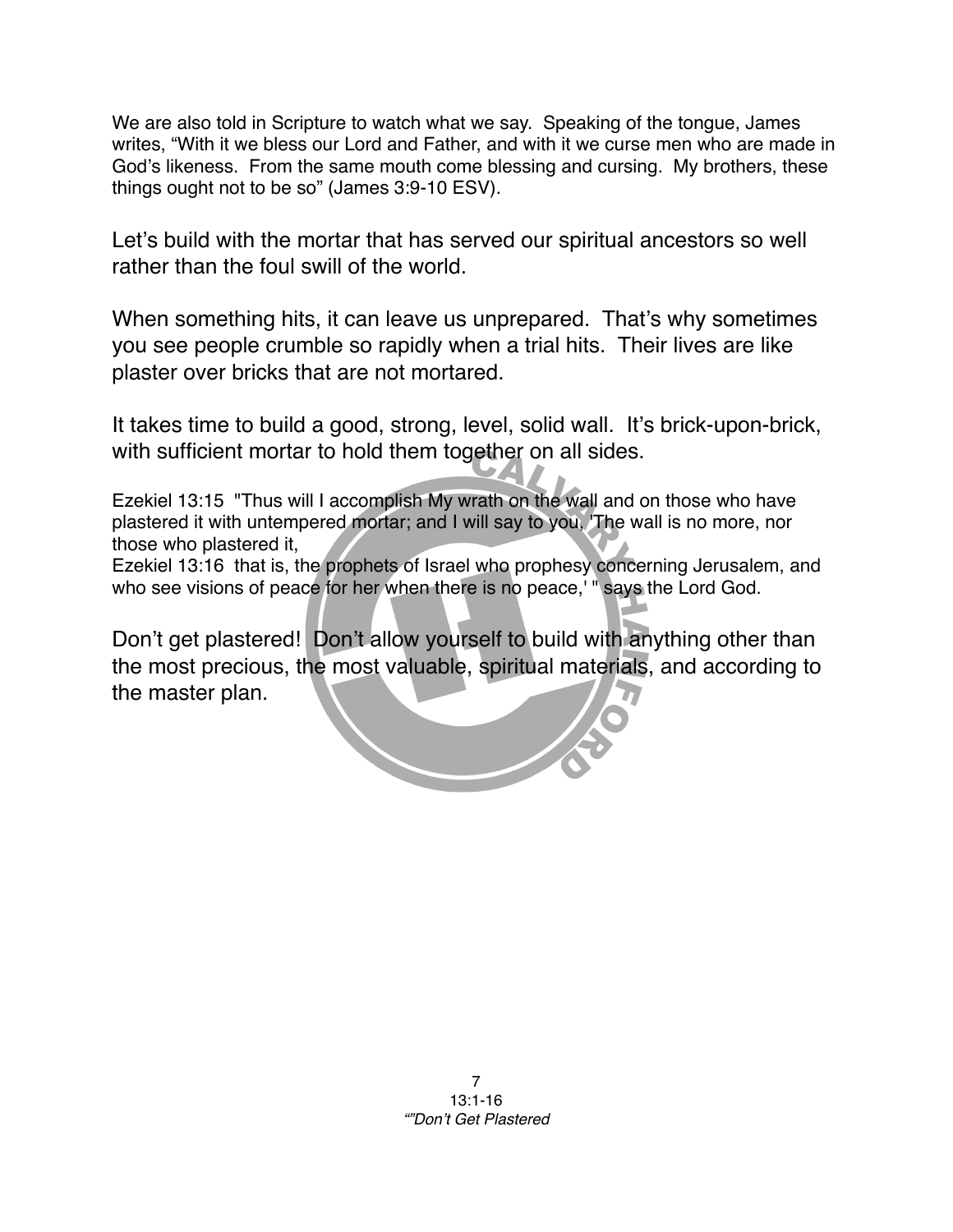We are also told in Scripture to watch what we say. Speaking of the tongue, James writes, “With it we bless our Lord and Father, and with it we curse men who are made in God’s likeness. From the same mouth come blessing and cursing. My brothers, these things ought not to be so” (James 3:9-10 ESV).

Let’s build with the mortar that has served our spiritual ancestors so well rather than the foul swill of the world.

When something hits, it can leave us unprepared. That’s why sometimes you see people crumble so rapidly when a trial hits. Their lives are like plaster over bricks that are not mortared.

It takes time to build a good, strong, level, solid wall. It’s brick-upon-brick, with sufficient mortar to hold them together on all sides.

Ezekiel 13:15 "Thus will I accomplish My wrath on the wall and on those who have plastered it with untempered mortar; and I will say to you, 'The wall is no more, nor those who plastered it,
Ezekiel 13:16 that is, the prophets of Israel who prophesy concerning Jerusalem, and who see visions of peace for her when there is no peace,' " says the Lord God.

Don’t get plastered! Don’t allow yourself to build with anything other than the most precious, the most valuable, spiritual materials, and according to the master plan.